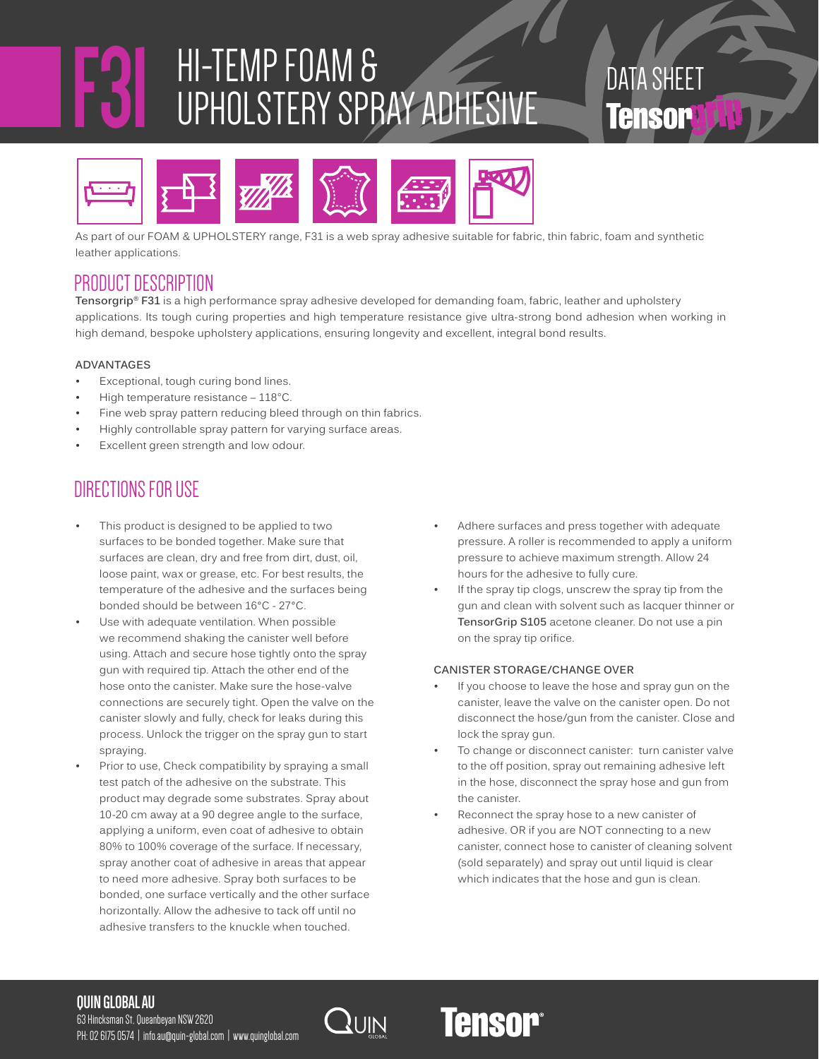# F31 HI-TEMP FOAM & UPHOLSTERY SPRAY ADHESIVE

DATA SHEET
Tensorgrip

As part of our FOAM & UPHOLSTERY range, F31 is a web spray adhesive suitable for fabric, thin fabric, foam and synthetic leather applications.

## PRODUCT DESCRIPTION

**Tensorgrip® F31** is a high performance spray adhesive developed for demanding foam, fabric, leather and upholstery applications. Its tough curing properties and high temperature resistance give ultra-strong bond adhesion when working in high demand, bespoke upholstery applications, ensuring longevity and excellent, integral bond results.

### ADVANTAGES

- Exceptional, tough curing bond lines.
- High temperature resistance – 118°C.
- Fine web spray pattern reducing bleed through on thin fabrics.
- Highly controllable spray pattern for varying surface areas.
- Excellent green strength and low odour.

## DIRECTIONS FOR USE

- This product is designed to be applied to two surfaces to be bonded together. Make sure that surfaces are clean, dry and free from dirt, dust, oil, loose paint, wax or grease, etc. For best results, the temperature of the adhesive and the surfaces being bonded should be between 16°C - 27°C.
- Use with adequate ventilation. When possible we recommend shaking the canister well before using. Attach and secure hose tightly onto the spray gun with required tip. Attach the other end of the hose onto the canister. Make sure the hose-valve connections are securely tight. Open the valve on the canister slowly and fully, check for leaks during this process. Unlock the trigger on the spray gun to start spraying.
- Prior to use, Check compatibility by spraying a small test patch of the adhesive on the substrate. This product may degrade some substrates. Spray about 10-20 cm away at a 90 degree angle to the surface, applying a uniform, even coat of adhesive to obtain 80% to 100% coverage of the surface. If necessary, spray another coat of adhesive in areas that appear to need more adhesive. Spray both surfaces to be bonded, one surface vertically and the other surface horizontally. Allow the adhesive to tack off until no adhesive transfers to the knuckle when touched.
- Adhere surfaces and press together with adequate pressure. A roller is recommended to apply a uniform pressure to achieve maximum strength. Allow 24 hours for the adhesive to fully cure.
- If the spray tip clogs, unscrew the spray tip from the gun and clean with solvent such as lacquer thinner or **TensorGrip S105** acetone cleaner. Do not use a pin on the spray tip orifice.

### CANISTER STORAGE/CHANGE OVER

- If you choose to leave the hose and spray gun on the canister, leave the valve on the canister open. Do not disconnect the hose/gun from the canister. Close and lock the spray gun.
- To change or disconnect canister: turn canister valve to the off position, spray out remaining adhesive left in the hose, disconnect the spray hose and gun from the canister.
- Reconnect the spray hose to a new canister of adhesive. OR if you are NOT connecting to a new canister, connect hose to canister of cleaning solvent (sold separately) and spray out until liquid is clear which indicates that the hose and gun is clean.

**QUIN GLOBAL AU**
63 Hincksman St, Queanbeyan NSW 2620
PH: 02 6175 0574 | info.au@quin-global.com | www.quinglobal.com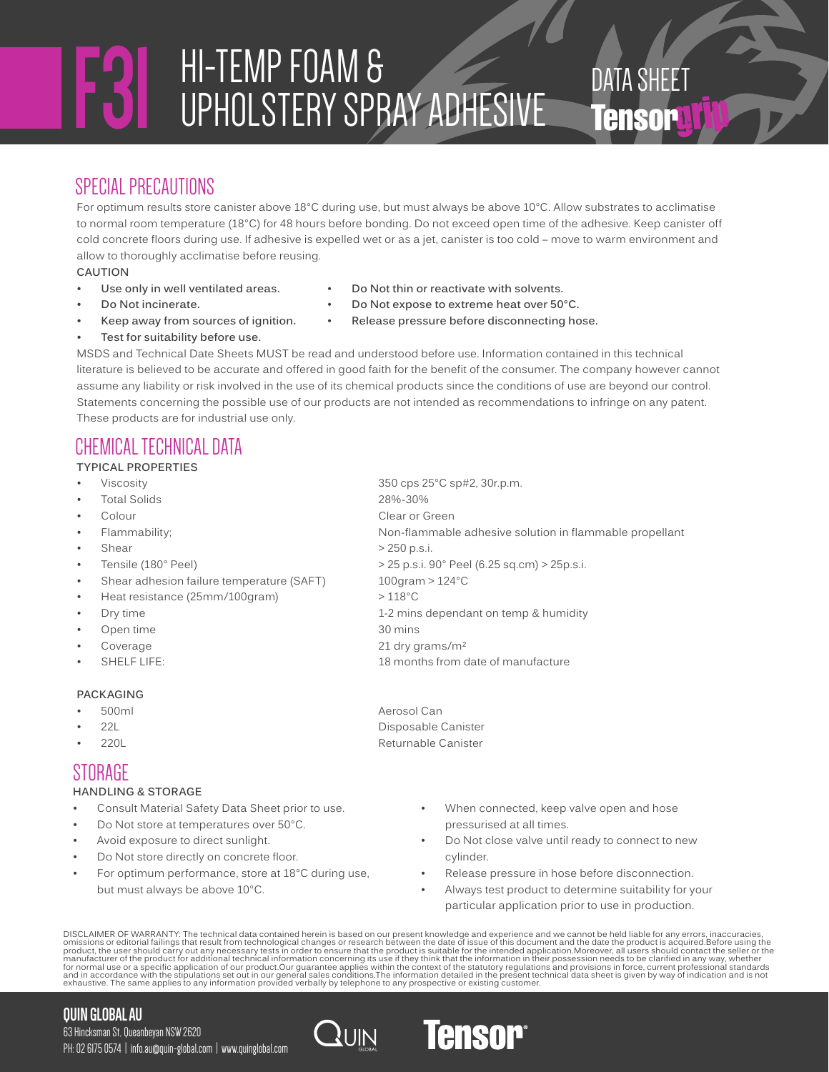# F31 HI-TEMP FOAM & UPHOLSTERY SPRAY ADHESIVE

DATA SHEET
Tensorgrip

## SPECIAL PRECAUTIONS

For optimum results store canister above 18°C during use, but must always be above 10°C. Allow substrates to acclimatise to normal room temperature (18°C) for 48 hours before bonding. Do not exceed open time of the adhesive. Keep canister off cold concrete floors during use. If adhesive is expelled wet or as a jet, canister is too cold – move to warm environment and allow to thoroughly acclimatise before reusing.

**CAUTION**

- **Use only in well ventilated areas.**
- **Do Not incinerate.**
- **Keep away from sources of ignition.**
- **Test for suitability before use.**
- **Do Not thin or reactivate with solvents.**
- **Do Not expose to extreme heat over 50°C.**
- **Release pressure before disconnecting hose.**

MSDS and Technical Date Sheets MUST be read and understood before use. Information contained in this technical literature is believed to be accurate and offered in good faith for the benefit of the consumer. The company however cannot assume any liability or risk involved in the use of its chemical products since the conditions of use are beyond our control. Statements concerning the possible use of our products are not intended as recommendations to infringe on any patent. These products are for industrial use only.

## CHEMICAL TECHNICAL DATA

**TYPICAL PROPERTIES**

| | |
|---|---|
| Viscosity | 350 cps 25°C sp#2, 30r.p.m. |
| Total Solids | 28%-30% |
| Colour | Clear or Green |
| Flammability; | Non-flammable adhesive solution in flammable propellant |
| Shear | > 250 p.s.i. |
| Tensile (180° Peel) | > 25 p.s.i. 90° Peel (6.25 sq.cm) > 25p.s.i. |
| Shear adhesion failure temperature (SAFT) | 100gram > 124°C |
| Heat resistance (25mm/100gram) | > 118°C |
| Dry time | 1-2 mins dependant on temp & humidity |
| Open time | 30 mins |
| Coverage | 21 dry grams/m² |
| SHELF LIFE: | 18 months from date of manufacture |

**PACKAGING**

| | |
|---|---|
| 500ml | Aerosol Can |
| 22L | Disposable Canister |
| 220L | Returnable Canister |

## STORAGE

**HANDLING & STORAGE**

- Consult Material Safety Data Sheet prior to use.
- Do Not store at temperatures over 50°C.
- Avoid exposure to direct sunlight.
- Do Not store directly on concrete floor.
- For optimum performance, store at 18°C during use, but must always be above 10°C.
- When connected, keep valve open and hose pressurised at all times.
- Do Not close valve until ready to connect to new cylinder.
- Release pressure in hose before disconnection.
- Always test product to determine suitability for your particular application prior to use in production.

DISCLAIMER OF WARRANTY: The technical data contained herein is based on our present knowledge and experience and we cannot be held liable for any errors, inaccuracies, omissions or editorial failings that result from technological changes or research between the date of issue of this document and the date the product is acquired.Before using the product, the user should carry out any necessary tests in order to ensure that the product is suitable for the intended application.Moreover, all users should contact the seller or the manufacturer of the product for additional technical information concerning its use if they think that the information in their possession needs to be clarified in any way, whether for normal use or a specific application of our product.Our guarantee applies within the context of the statutory regulations and provisions in force, current professional standards and in accordance with the stipulations set out in our general sales conditions.The information detailed in the present technical data sheet is given by way of indication and is not exhaustive. The same applies to any information provided verbally by telephone to any prospective or existing customer.

**QUIN GLOBAL AU**
63 Hincksman St, Queanbeyan NSW 2620
PH: 02 6175 0574 | info.au@quin-global.com | www.quinglobal.com

QUIN GLOBAL
Tensor®